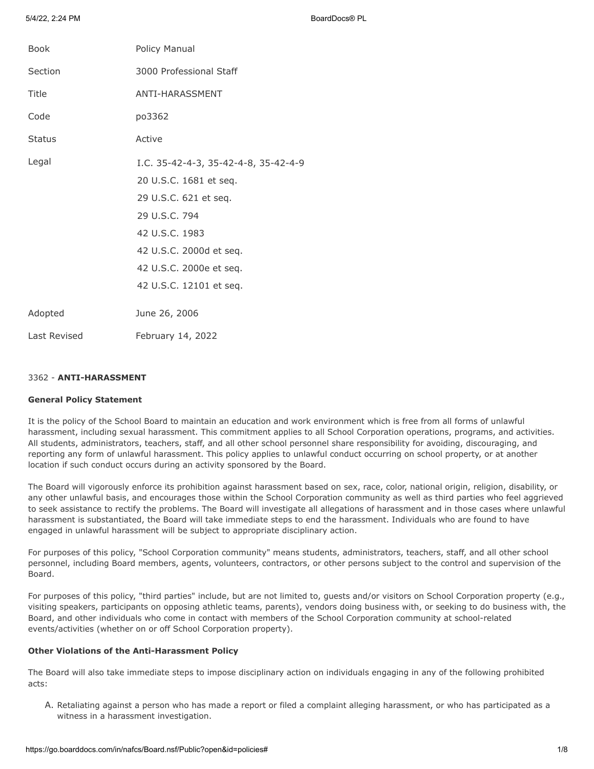| | |
|---|---|
| Book | Policy Manual |
| Section | 3000 Professional Staff |
| Title | ANTI-HARASSMENT |
| Code | po3362 |
| Status | Active |
| Legal | I.C. 35-42-4-3, 35-42-4-8, 35-42-4-9<br>20 U.S.C. 1681 et seq.<br>29 U.S.C. 621 et seq.<br>29 U.S.C. 794<br>42 U.S.C. 1983<br>42 U.S.C. 2000d et seq.<br>42 U.S.C. 2000e et seq.<br>42 U.S.C. 12101 et seq. |
| Adopted | June 26, 2006 |
| Last Revised | February 14, 2022 |

# 3362 - **ANTI-HARASSMENT**

## General Policy Statement

It is the policy of the School Board to maintain an education and work environment which is free from all forms of unlawful harassment, including sexual harassment. This commitment applies to all School Corporation operations, programs, and activities. All students, administrators, teachers, staff, and all other school personnel share responsibility for avoiding, discouraging, and reporting any form of unlawful harassment. This policy applies to unlawful conduct occurring on school property, or at another location if such conduct occurs during an activity sponsored by the Board.

The Board will vigorously enforce its prohibition against harassment based on sex, race, color, national origin, religion, disability, or any other unlawful basis, and encourages those within the School Corporation community as well as third parties who feel aggrieved to seek assistance to rectify the problems. The Board will investigate all allegations of harassment and in those cases where unlawful harassment is substantiated, the Board will take immediate steps to end the harassment. Individuals who are found to have engaged in unlawful harassment will be subject to appropriate disciplinary action.

For purposes of this policy, "School Corporation community" means students, administrators, teachers, staff, and all other school personnel, including Board members, agents, volunteers, contractors, or other persons subject to the control and supervision of the Board.

For purposes of this policy, "third parties" include, but are not limited to, guests and/or visitors on School Corporation property (e.g., visiting speakers, participants on opposing athletic teams, parents), vendors doing business with, or seeking to do business with, the Board, and other individuals who come in contact with members of the School Corporation community at school-related events/activities (whether on or off School Corporation property).

## Other Violations of the Anti-Harassment Policy

The Board will also take immediate steps to impose disciplinary action on individuals engaging in any of the following prohibited acts:

A. Retaliating against a person who has made a report or filed a complaint alleging harassment, or who has participated as a witness in a harassment investigation.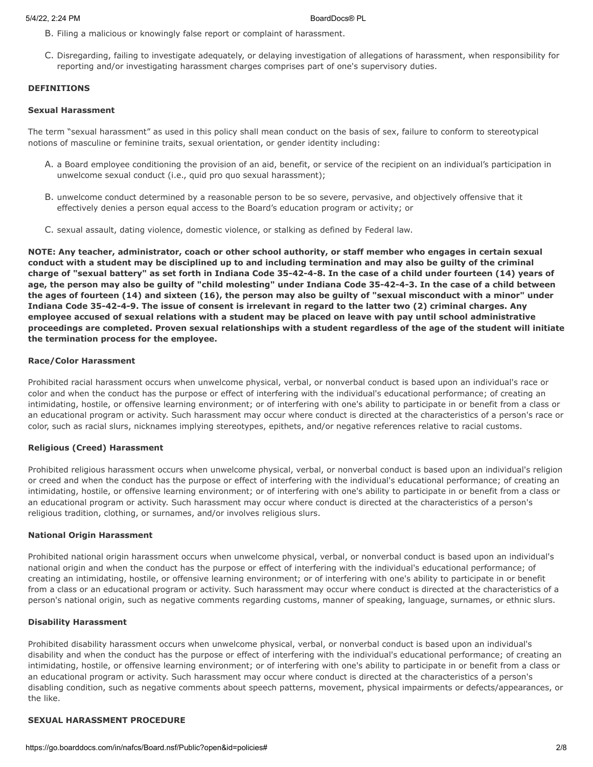B. Filing a malicious or knowingly false report or complaint of harassment.

C. Disregarding, failing to investigate adequately, or delaying investigation of allegations of harassment, when responsibility for reporting and/or investigating harassment charges comprises part of one's supervisory duties.

**DEFINITIONS**

**Sexual Harassment**

The term "sexual harassment" as used in this policy shall mean conduct on the basis of sex, failure to conform to stereotypical notions of masculine or feminine traits, sexual orientation, or gender identity including:

A. a Board employee conditioning the provision of an aid, benefit, or service of the recipient on an individual's participation in unwelcome sexual conduct (i.e., quid pro quo sexual harassment);

B. unwelcome conduct determined by a reasonable person to be so severe, pervasive, and objectively offensive that it effectively denies a person equal access to the Board's education program or activity; or

C. sexual assault, dating violence, domestic violence, or stalking as defined by Federal law.

**NOTE: Any teacher, administrator, coach or other school authority, or staff member who engages in certain sexual conduct with a student may be disciplined up to and including termination and may also be guilty of the criminal charge of "sexual battery" as set forth in Indiana Code 35-42-4-8. In the case of a child under fourteen (14) years of age, the person may also be guilty of "child molesting" under Indiana Code 35-42-4-3. In the case of a child between the ages of fourteen (14) and sixteen (16), the person may also be guilty of "sexual misconduct with a minor" under Indiana Code 35-42-4-9. The issue of consent is irrelevant in regard to the latter two (2) criminal charges. Any employee accused of sexual relations with a student may be placed on leave with pay until school administrative proceedings are completed. Proven sexual relationships with a student regardless of the age of the student will initiate the termination process for the employee.**

**Race/Color Harassment**

Prohibited racial harassment occurs when unwelcome physical, verbal, or nonverbal conduct is based upon an individual's race or color and when the conduct has the purpose or effect of interfering with the individual's educational performance; of creating an intimidating, hostile, or offensive learning environment; or of interfering with one's ability to participate in or benefit from a class or an educational program or activity. Such harassment may occur where conduct is directed at the characteristics of a person's race or color, such as racial slurs, nicknames implying stereotypes, epithets, and/or negative references relative to racial customs.

**Religious (Creed) Harassment**

Prohibited religious harassment occurs when unwelcome physical, verbal, or nonverbal conduct is based upon an individual's religion or creed and when the conduct has the purpose or effect of interfering with the individual's educational performance; of creating an intimidating, hostile, or offensive learning environment; or of interfering with one's ability to participate in or benefit from a class or an educational program or activity. Such harassment may occur where conduct is directed at the characteristics of a person's religious tradition, clothing, or surnames, and/or involves religious slurs.

**National Origin Harassment**

Prohibited national origin harassment occurs when unwelcome physical, verbal, or nonverbal conduct is based upon an individual's national origin and when the conduct has the purpose or effect of interfering with the individual's educational performance; of creating an intimidating, hostile, or offensive learning environment; or of interfering with one's ability to participate in or benefit from a class or an educational program or activity. Such harassment may occur where conduct is directed at the characteristics of a person's national origin, such as negative comments regarding customs, manner of speaking, language, surnames, or ethnic slurs.

**Disability Harassment**

Prohibited disability harassment occurs when unwelcome physical, verbal, or nonverbal conduct is based upon an individual's disability and when the conduct has the purpose or effect of interfering with the individual's educational performance; of creating an intimidating, hostile, or offensive learning environment; or of interfering with one's ability to participate in or benefit from a class or an educational program or activity. Such harassment may occur where conduct is directed at the characteristics of a person's disabling condition, such as negative comments about speech patterns, movement, physical impairments or defects/appearances, or the like.

**SEXUAL HARASSMENT PROCEDURE**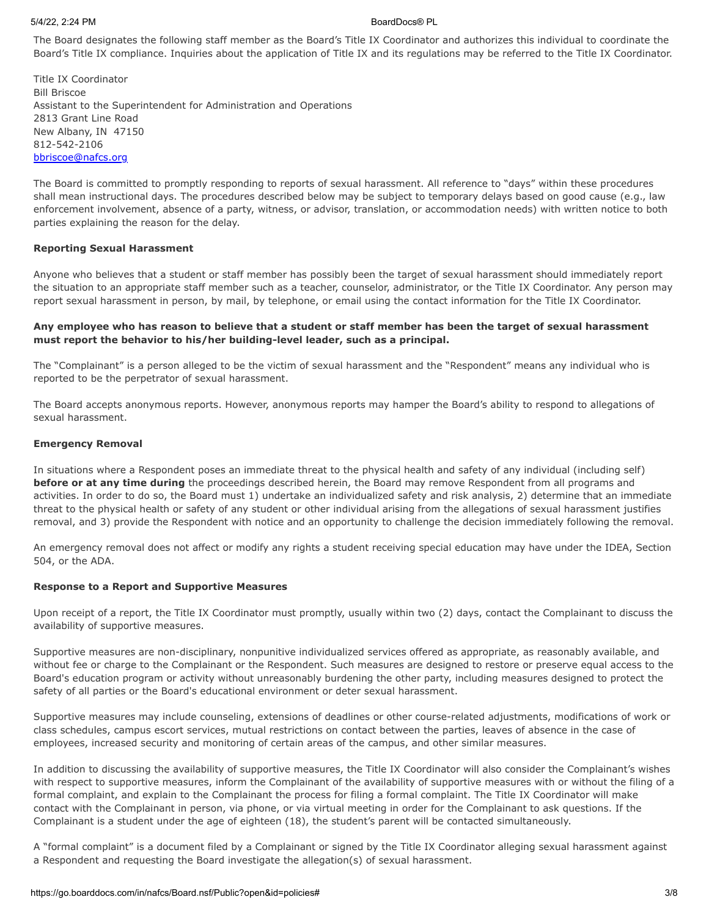The Board designates the following staff member as the Board's Title IX Coordinator and authorizes this individual to coordinate the Board's Title IX compliance. Inquiries about the application of Title IX and its regulations may be referred to the Title IX Coordinator.

Title IX Coordinator
Bill Briscoe
Assistant to the Superintendent for Administration and Operations
2813 Grant Line Road
New Albany, IN 47150
812-542-2106
bbriscoe@nafcs.org

The Board is committed to promptly responding to reports of sexual harassment. All reference to "days" within these procedures shall mean instructional days. The procedures described below may be subject to temporary delays based on good cause (e.g., law enforcement involvement, absence of a party, witness, or advisor, translation, or accommodation needs) with written notice to both parties explaining the reason for the delay.

**Reporting Sexual Harassment**

Anyone who believes that a student or staff member has possibly been the target of sexual harassment should immediately report the situation to an appropriate staff member such as a teacher, counselor, administrator, or the Title IX Coordinator. Any person may report sexual harassment in person, by mail, by telephone, or email using the contact information for the Title IX Coordinator.

**Any employee who has reason to believe that a student or staff member has been the target of sexual harassment must report the behavior to his/her building-level leader, such as a principal.**

The "Complainant" is a person alleged to be the victim of sexual harassment and the "Respondent" means any individual who is reported to be the perpetrator of sexual harassment.

The Board accepts anonymous reports. However, anonymous reports may hamper the Board's ability to respond to allegations of sexual harassment.

**Emergency Removal**

In situations where a Respondent poses an immediate threat to the physical health and safety of any individual (including self) **before or at any time during** the proceedings described herein, the Board may remove Respondent from all programs and activities. In order to do so, the Board must 1) undertake an individualized safety and risk analysis, 2) determine that an immediate threat to the physical health or safety of any student or other individual arising from the allegations of sexual harassment justifies removal, and 3) provide the Respondent with notice and an opportunity to challenge the decision immediately following the removal.

An emergency removal does not affect or modify any rights a student receiving special education may have under the IDEA, Section 504, or the ADA.

**Response to a Report and Supportive Measures**

Upon receipt of a report, the Title IX Coordinator must promptly, usually within two (2) days, contact the Complainant to discuss the availability of supportive measures.

Supportive measures are non-disciplinary, nonpunitive individualized services offered as appropriate, as reasonably available, and without fee or charge to the Complainant or the Respondent. Such measures are designed to restore or preserve equal access to the Board's education program or activity without unreasonably burdening the other party, including measures designed to protect the safety of all parties or the Board's educational environment or deter sexual harassment.

Supportive measures may include counseling, extensions of deadlines or other course-related adjustments, modifications of work or class schedules, campus escort services, mutual restrictions on contact between the parties, leaves of absence in the case of employees, increased security and monitoring of certain areas of the campus, and other similar measures.

In addition to discussing the availability of supportive measures, the Title IX Coordinator will also consider the Complainant's wishes with respect to supportive measures, inform the Complainant of the availability of supportive measures with or without the filing of a formal complaint, and explain to the Complainant the process for filing a formal complaint. The Title IX Coordinator will make contact with the Complainant in person, via phone, or via virtual meeting in order for the Complainant to ask questions. If the Complainant is a student under the age of eighteen (18), the student's parent will be contacted simultaneously.

A "formal complaint" is a document filed by a Complainant or signed by the Title IX Coordinator alleging sexual harassment against a Respondent and requesting the Board investigate the allegation(s) of sexual harassment.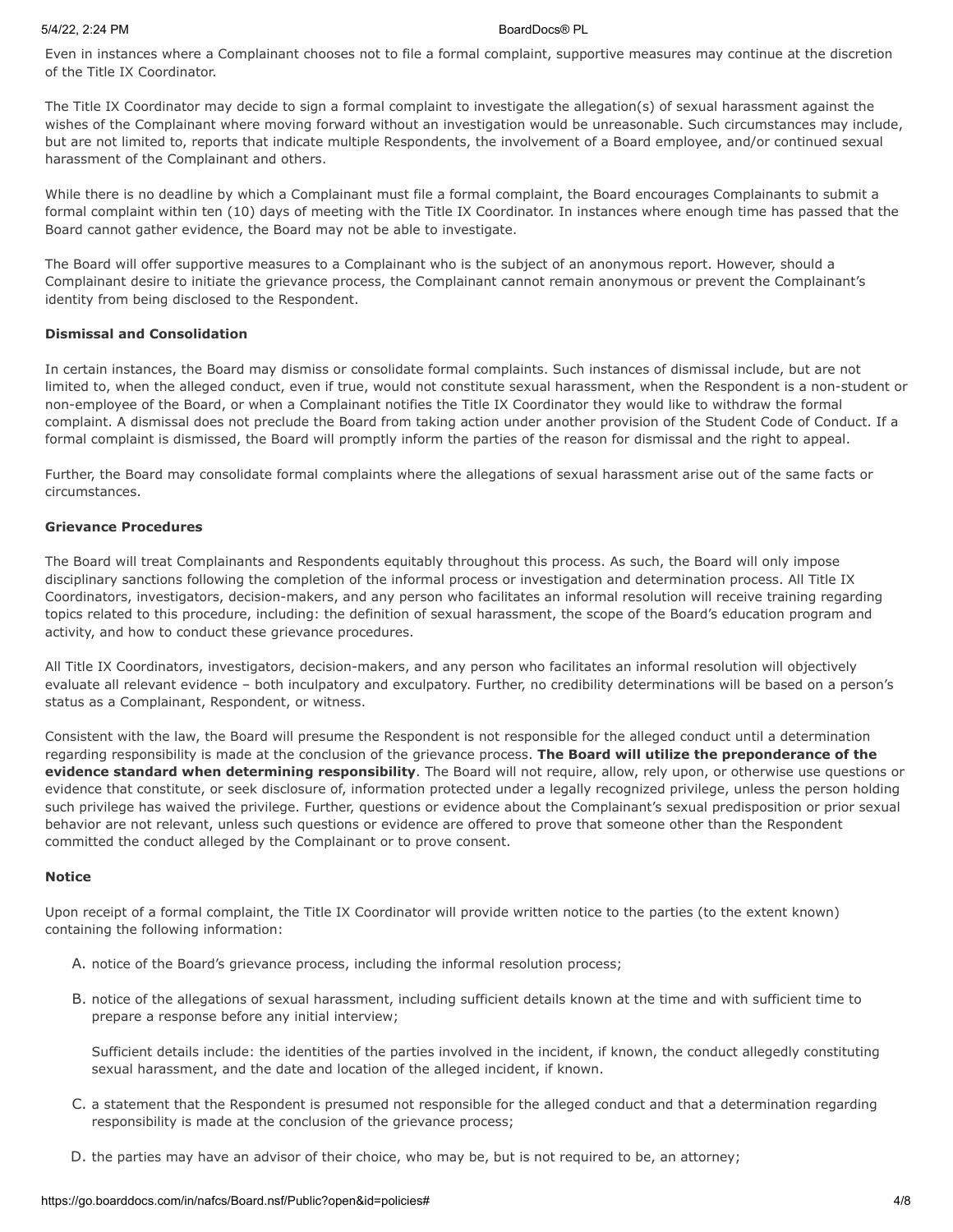Even in instances where a Complainant chooses not to file a formal complaint, supportive measures may continue at the discretion of the Title IX Coordinator.

The Title IX Coordinator may decide to sign a formal complaint to investigate the allegation(s) of sexual harassment against the wishes of the Complainant where moving forward without an investigation would be unreasonable. Such circumstances may include, but are not limited to, reports that indicate multiple Respondents, the involvement of a Board employee, and/or continued sexual harassment of the Complainant and others.

While there is no deadline by which a Complainant must file a formal complaint, the Board encourages Complainants to submit a formal complaint within ten (10) days of meeting with the Title IX Coordinator. In instances where enough time has passed that the Board cannot gather evidence, the Board may not be able to investigate.

The Board will offer supportive measures to a Complainant who is the subject of an anonymous report. However, should a Complainant desire to initiate the grievance process, the Complainant cannot remain anonymous or prevent the Complainant's identity from being disclosed to the Respondent.

**Dismissal and Consolidation**

In certain instances, the Board may dismiss or consolidate formal complaints. Such instances of dismissal include, but are not limited to, when the alleged conduct, even if true, would not constitute sexual harassment, when the Respondent is a non-student or non-employee of the Board, or when a Complainant notifies the Title IX Coordinator they would like to withdraw the formal complaint. A dismissal does not preclude the Board from taking action under another provision of the Student Code of Conduct. If a formal complaint is dismissed, the Board will promptly inform the parties of the reason for dismissal and the right to appeal.

Further, the Board may consolidate formal complaints where the allegations of sexual harassment arise out of the same facts or circumstances.

**Grievance Procedures**

The Board will treat Complainants and Respondents equitably throughout this process. As such, the Board will only impose disciplinary sanctions following the completion of the informal process or investigation and determination process. All Title IX Coordinators, investigators, decision-makers, and any person who facilitates an informal resolution will receive training regarding topics related to this procedure, including: the definition of sexual harassment, the scope of the Board's education program and activity, and how to conduct these grievance procedures.

All Title IX Coordinators, investigators, decision-makers, and any person who facilitates an informal resolution will objectively evaluate all relevant evidence – both inculpatory and exculpatory. Further, no credibility determinations will be based on a person's status as a Complainant, Respondent, or witness.

Consistent with the law, the Board will presume the Respondent is not responsible for the alleged conduct until a determination regarding responsibility is made at the conclusion of the grievance process. **The Board will utilize the preponderance of the evidence standard when determining responsibility**. The Board will not require, allow, rely upon, or otherwise use questions or evidence that constitute, or seek disclosure of, information protected under a legally recognized privilege, unless the person holding such privilege has waived the privilege. Further, questions or evidence about the Complainant's sexual predisposition or prior sexual behavior are not relevant, unless such questions or evidence are offered to prove that someone other than the Respondent committed the conduct alleged by the Complainant or to prove consent.

**Notice**

Upon receipt of a formal complaint, the Title IX Coordinator will provide written notice to the parties (to the extent known) containing the following information:

A. notice of the Board's grievance process, including the informal resolution process;

B. notice of the allegations of sexual harassment, including sufficient details known at the time and with sufficient time to prepare a response before any initial interview;

   Sufficient details include: the identities of the parties involved in the incident, if known, the conduct allegedly constituting sexual harassment, and the date and location of the alleged incident, if known.

C. a statement that the Respondent is presumed not responsible for the alleged conduct and that a determination regarding responsibility is made at the conclusion of the grievance process;

D. the parties may have an advisor of their choice, who may be, but is not required to be, an attorney;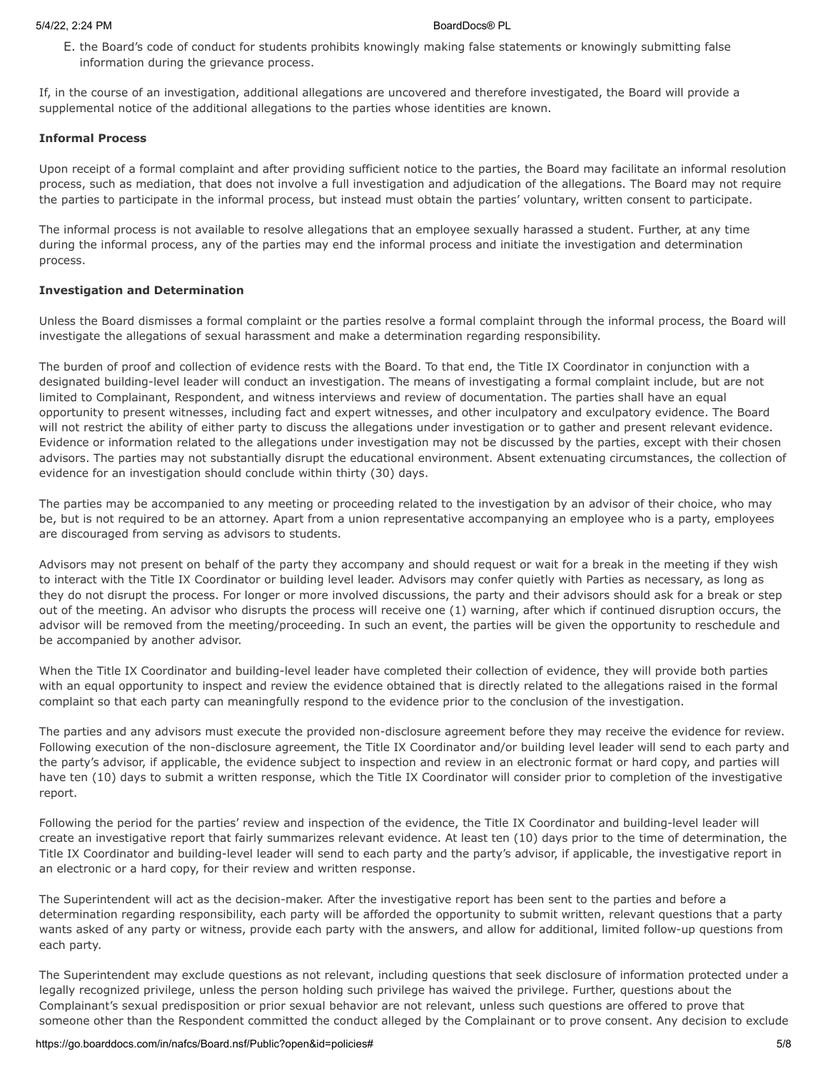E. the Board's code of conduct for students prohibits knowingly making false statements or knowingly submitting false information during the grievance process.

If, in the course of an investigation, additional allegations are uncovered and therefore investigated, the Board will provide a supplemental notice of the additional allegations to the parties whose identities are known.

**Informal Process**

Upon receipt of a formal complaint and after providing sufficient notice to the parties, the Board may facilitate an informal resolution process, such as mediation, that does not involve a full investigation and adjudication of the allegations. The Board may not require the parties to participate in the informal process, but instead must obtain the parties' voluntary, written consent to participate.

The informal process is not available to resolve allegations that an employee sexually harassed a student. Further, at any time during the informal process, any of the parties may end the informal process and initiate the investigation and determination process.

**Investigation and Determination**

Unless the Board dismisses a formal complaint or the parties resolve a formal complaint through the informal process, the Board will investigate the allegations of sexual harassment and make a determination regarding responsibility.

The burden of proof and collection of evidence rests with the Board. To that end, the Title IX Coordinator in conjunction with a designated building-level leader will conduct an investigation. The means of investigating a formal complaint include, but are not limited to Complainant, Respondent, and witness interviews and review of documentation. The parties shall have an equal opportunity to present witnesses, including fact and expert witnesses, and other inculpatory and exculpatory evidence. The Board will not restrict the ability of either party to discuss the allegations under investigation or to gather and present relevant evidence. Evidence or information related to the allegations under investigation may not be discussed by the parties, except with their chosen advisors. The parties may not substantially disrupt the educational environment. Absent extenuating circumstances, the collection of evidence for an investigation should conclude within thirty (30) days.

The parties may be accompanied to any meeting or proceeding related to the investigation by an advisor of their choice, who may be, but is not required to be an attorney. Apart from a union representative accompanying an employee who is a party, employees are discouraged from serving as advisors to students.

Advisors may not present on behalf of the party they accompany and should request or wait for a break in the meeting if they wish to interact with the Title IX Coordinator or building level leader. Advisors may confer quietly with Parties as necessary, as long as they do not disrupt the process. For longer or more involved discussions, the party and their advisors should ask for a break or step out of the meeting. An advisor who disrupts the process will receive one (1) warning, after which if continued disruption occurs, the advisor will be removed from the meeting/proceeding. In such an event, the parties will be given the opportunity to reschedule and be accompanied by another advisor.

When the Title IX Coordinator and building-level leader have completed their collection of evidence, they will provide both parties with an equal opportunity to inspect and review the evidence obtained that is directly related to the allegations raised in the formal complaint so that each party can meaningfully respond to the evidence prior to the conclusion of the investigation.

The parties and any advisors must execute the provided non-disclosure agreement before they may receive the evidence for review. Following execution of the non-disclosure agreement, the Title IX Coordinator and/or building level leader will send to each party and the party's advisor, if applicable, the evidence subject to inspection and review in an electronic format or hard copy, and parties will have ten (10) days to submit a written response, which the Title IX Coordinator will consider prior to completion of the investigative report.

Following the period for the parties' review and inspection of the evidence, the Title IX Coordinator and building-level leader will create an investigative report that fairly summarizes relevant evidence. At least ten (10) days prior to the time of determination, the Title IX Coordinator and building-level leader will send to each party and the party's advisor, if applicable, the investigative report in an electronic or a hard copy, for their review and written response.

The Superintendent will act as the decision-maker. After the investigative report has been sent to the parties and before a determination regarding responsibility, each party will be afforded the opportunity to submit written, relevant questions that a party wants asked of any party or witness, provide each party with the answers, and allow for additional, limited follow-up questions from each party.

The Superintendent may exclude questions as not relevant, including questions that seek disclosure of information protected under a legally recognized privilege, unless the person holding such privilege has waived the privilege. Further, questions about the Complainant's sexual predisposition or prior sexual behavior are not relevant, unless such questions are offered to prove that someone other than the Respondent committed the conduct alleged by the Complainant or to prove consent. Any decision to exclude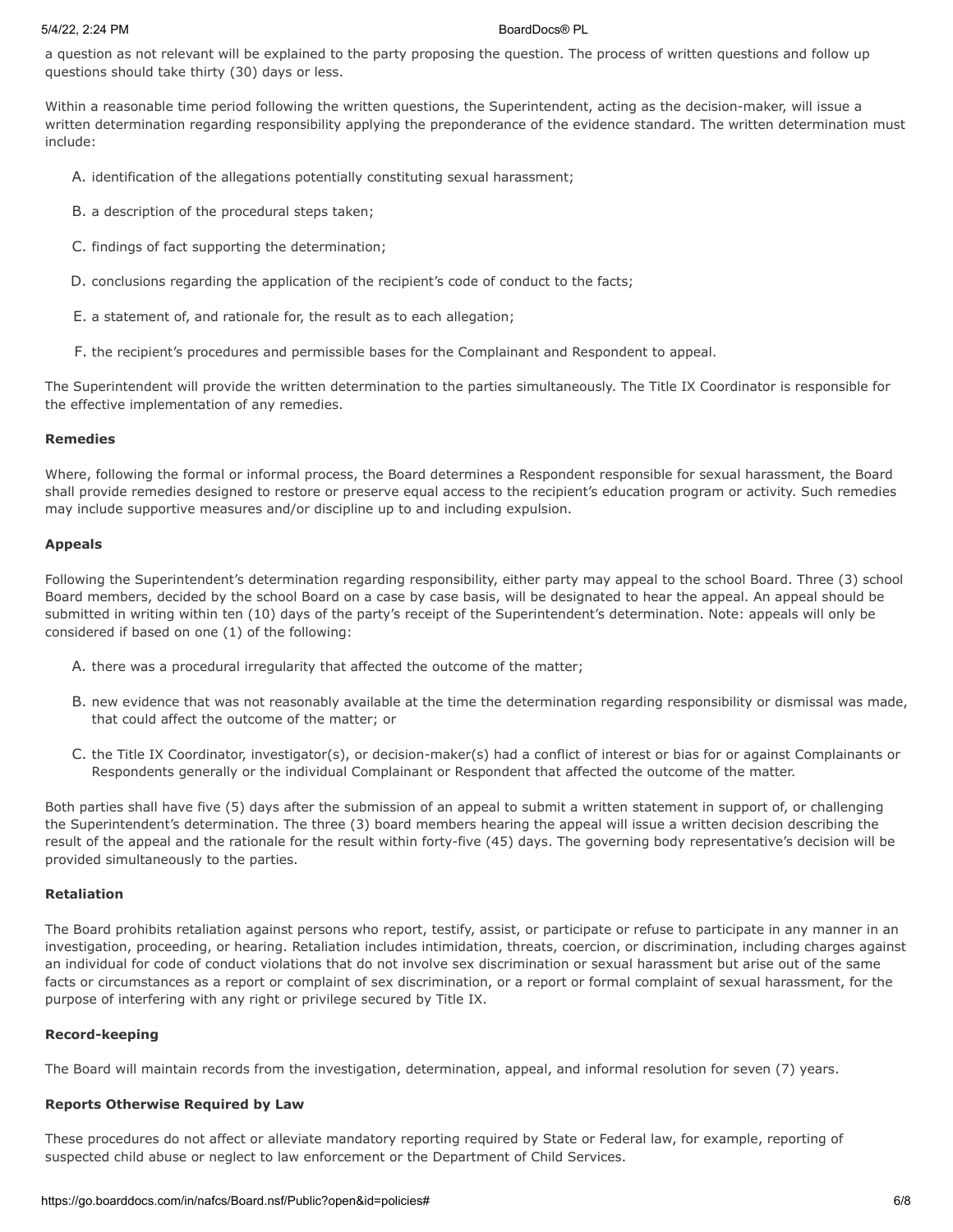a question as not relevant will be explained to the party proposing the question. The process of written questions and follow up questions should take thirty (30) days or less.

Within a reasonable time period following the written questions, the Superintendent, acting as the decision-maker, will issue a written determination regarding responsibility applying the preponderance of the evidence standard. The written determination must include:

A. identification of the allegations potentially constituting sexual harassment;

B. a description of the procedural steps taken;

C. findings of fact supporting the determination;

D. conclusions regarding the application of the recipient's code of conduct to the facts;

E. a statement of, and rationale for, the result as to each allegation;

F. the recipient's procedures and permissible bases for the Complainant and Respondent to appeal.

The Superintendent will provide the written determination to the parties simultaneously. The Title IX Coordinator is responsible for the effective implementation of any remedies.

**Remedies**

Where, following the formal or informal process, the Board determines a Respondent responsible for sexual harassment, the Board shall provide remedies designed to restore or preserve equal access to the recipient's education program or activity. Such remedies may include supportive measures and/or discipline up to and including expulsion.

**Appeals**

Following the Superintendent's determination regarding responsibility, either party may appeal to the school Board. Three (3) school Board members, decided by the school Board on a case by case basis, will be designated to hear the appeal. An appeal should be submitted in writing within ten (10) days of the party's receipt of the Superintendent's determination. Note: appeals will only be considered if based on one (1) of the following:

A. there was a procedural irregularity that affected the outcome of the matter;

B. new evidence that was not reasonably available at the time the determination regarding responsibility or dismissal was made, that could affect the outcome of the matter; or

C. the Title IX Coordinator, investigator(s), or decision-maker(s) had a conflict of interest or bias for or against Complainants or Respondents generally or the individual Complainant or Respondent that affected the outcome of the matter.

Both parties shall have five (5) days after the submission of an appeal to submit a written statement in support of, or challenging the Superintendent's determination. The three (3) board members hearing the appeal will issue a written decision describing the result of the appeal and the rationale for the result within forty-five (45) days. The governing body representative's decision will be provided simultaneously to the parties.

**Retaliation**

The Board prohibits retaliation against persons who report, testify, assist, or participate or refuse to participate in any manner in an investigation, proceeding, or hearing. Retaliation includes intimidation, threats, coercion, or discrimination, including charges against an individual for code of conduct violations that do not involve sex discrimination or sexual harassment but arise out of the same facts or circumstances as a report or complaint of sex discrimination, or a report or formal complaint of sexual harassment, for the purpose of interfering with any right or privilege secured by Title IX.

**Record-keeping**

The Board will maintain records from the investigation, determination, appeal, and informal resolution for seven (7) years.

**Reports Otherwise Required by Law**

These procedures do not affect or alleviate mandatory reporting required by State or Federal law, for example, reporting of suspected child abuse or neglect to law enforcement or the Department of Child Services.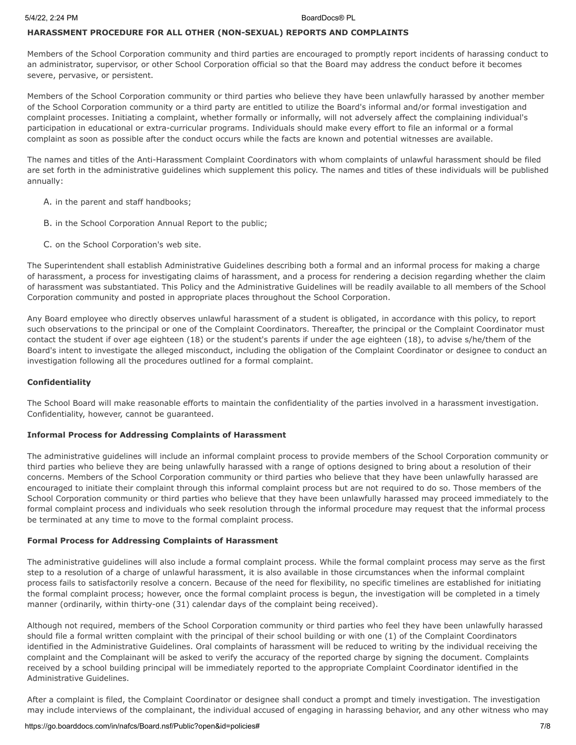**HARASSMENT PROCEDURE FOR ALL OTHER (NON-SEXUAL) REPORTS AND COMPLAINTS**

Members of the School Corporation community and third parties are encouraged to promptly report incidents of harassing conduct to an administrator, supervisor, or other School Corporation official so that the Board may address the conduct before it becomes severe, pervasive, or persistent.

Members of the School Corporation community or third parties who believe they have been unlawfully harassed by another member of the School Corporation community or a third party are entitled to utilize the Board's informal and/or formal investigation and complaint processes. Initiating a complaint, whether formally or informally, will not adversely affect the complaining individual's participation in educational or extra-curricular programs. Individuals should make every effort to file an informal or a formal complaint as soon as possible after the conduct occurs while the facts are known and potential witnesses are available.

The names and titles of the Anti-Harassment Complaint Coordinators with whom complaints of unlawful harassment should be filed are set forth in the administrative guidelines which supplement this policy. The names and titles of these individuals will be published annually:

A. in the parent and staff handbooks;

B. in the School Corporation Annual Report to the public;

C. on the School Corporation's web site.

The Superintendent shall establish Administrative Guidelines describing both a formal and an informal process for making a charge of harassment, a process for investigating claims of harassment, and a process for rendering a decision regarding whether the claim of harassment was substantiated. This Policy and the Administrative Guidelines will be readily available to all members of the School Corporation community and posted in appropriate places throughout the School Corporation.

Any Board employee who directly observes unlawful harassment of a student is obligated, in accordance with this policy, to report such observations to the principal or one of the Complaint Coordinators. Thereafter, the principal or the Complaint Coordinator must contact the student if over age eighteen (18) or the student's parents if under the age eighteen (18), to advise s/he/them of the Board's intent to investigate the alleged misconduct, including the obligation of the Complaint Coordinator or designee to conduct an investigation following all the procedures outlined for a formal complaint.

**Confidentiality**

The School Board will make reasonable efforts to maintain the confidentiality of the parties involved in a harassment investigation. Confidentiality, however, cannot be guaranteed.

**Informal Process for Addressing Complaints of Harassment**

The administrative guidelines will include an informal complaint process to provide members of the School Corporation community or third parties who believe they are being unlawfully harassed with a range of options designed to bring about a resolution of their concerns. Members of the School Corporation community or third parties who believe that they have been unlawfully harassed are encouraged to initiate their complaint through this informal complaint process but are not required to do so. Those members of the School Corporation community or third parties who believe that they have been unlawfully harassed may proceed immediately to the formal complaint process and individuals who seek resolution through the informal procedure may request that the informal process be terminated at any time to move to the formal complaint process.

**Formal Process for Addressing Complaints of Harassment**

The administrative guidelines will also include a formal complaint process. While the formal complaint process may serve as the first step to a resolution of a charge of unlawful harassment, it is also available in those circumstances when the informal complaint process fails to satisfactorily resolve a concern. Because of the need for flexibility, no specific timelines are established for initiating the formal complaint process; however, once the formal complaint process is begun, the investigation will be completed in a timely manner (ordinarily, within thirty-one (31) calendar days of the complaint being received).

Although not required, members of the School Corporation community or third parties who feel they have been unlawfully harassed should file a formal written complaint with the principal of their school building or with one (1) of the Complaint Coordinators identified in the Administrative Guidelines. Oral complaints of harassment will be reduced to writing by the individual receiving the complaint and the Complainant will be asked to verify the accuracy of the reported charge by signing the document. Complaints received by a school building principal will be immediately reported to the appropriate Complaint Coordinator identified in the Administrative Guidelines.

After a complaint is filed, the Complaint Coordinator or designee shall conduct a prompt and timely investigation. The investigation may include interviews of the complainant, the individual accused of engaging in harassing behavior, and any other witness who may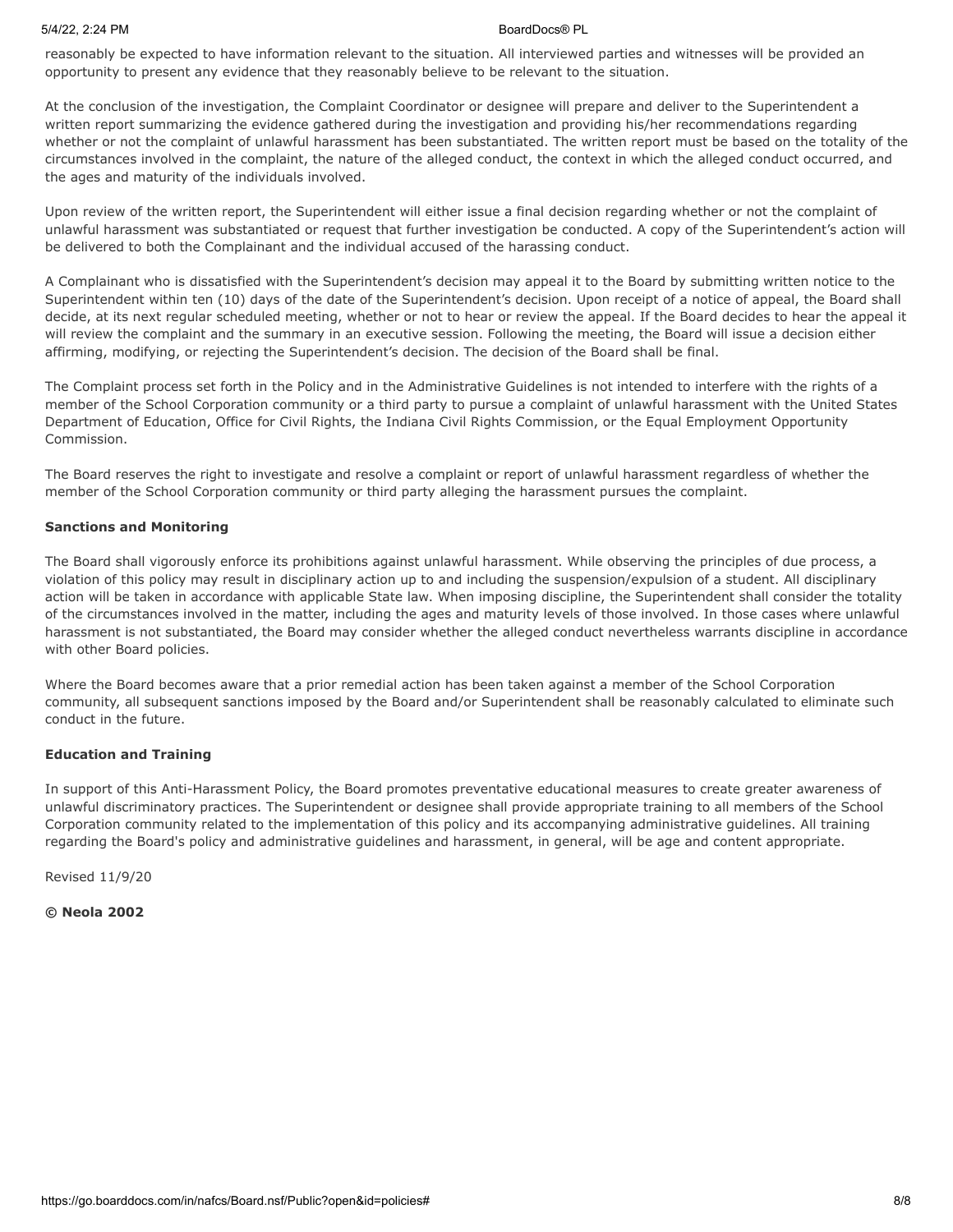reasonably be expected to have information relevant to the situation. All interviewed parties and witnesses will be provided an opportunity to present any evidence that they reasonably believe to be relevant to the situation.

At the conclusion of the investigation, the Complaint Coordinator or designee will prepare and deliver to the Superintendent a written report summarizing the evidence gathered during the investigation and providing his/her recommendations regarding whether or not the complaint of unlawful harassment has been substantiated. The written report must be based on the totality of the circumstances involved in the complaint, the nature of the alleged conduct, the context in which the alleged conduct occurred, and the ages and maturity of the individuals involved.

Upon review of the written report, the Superintendent will either issue a final decision regarding whether or not the complaint of unlawful harassment was substantiated or request that further investigation be conducted. A copy of the Superintendent's action will be delivered to both the Complainant and the individual accused of the harassing conduct.

A Complainant who is dissatisfied with the Superintendent's decision may appeal it to the Board by submitting written notice to the Superintendent within ten (10) days of the date of the Superintendent's decision. Upon receipt of a notice of appeal, the Board shall decide, at its next regular scheduled meeting, whether or not to hear or review the appeal. If the Board decides to hear the appeal it will review the complaint and the summary in an executive session. Following the meeting, the Board will issue a decision either affirming, modifying, or rejecting the Superintendent's decision. The decision of the Board shall be final.

The Complaint process set forth in the Policy and in the Administrative Guidelines is not intended to interfere with the rights of a member of the School Corporation community or a third party to pursue a complaint of unlawful harassment with the United States Department of Education, Office for Civil Rights, the Indiana Civil Rights Commission, or the Equal Employment Opportunity Commission.

The Board reserves the right to investigate and resolve a complaint or report of unlawful harassment regardless of whether the member of the School Corporation community or third party alleging the harassment pursues the complaint.

**Sanctions and Monitoring**

The Board shall vigorously enforce its prohibitions against unlawful harassment. While observing the principles of due process, a violation of this policy may result in disciplinary action up to and including the suspension/expulsion of a student. All disciplinary action will be taken in accordance with applicable State law. When imposing discipline, the Superintendent shall consider the totality of the circumstances involved in the matter, including the ages and maturity levels of those involved. In those cases where unlawful harassment is not substantiated, the Board may consider whether the alleged conduct nevertheless warrants discipline in accordance with other Board policies.

Where the Board becomes aware that a prior remedial action has been taken against a member of the School Corporation community, all subsequent sanctions imposed by the Board and/or Superintendent shall be reasonably calculated to eliminate such conduct in the future.

**Education and Training**

In support of this Anti-Harassment Policy, the Board promotes preventative educational measures to create greater awareness of unlawful discriminatory practices. The Superintendent or designee shall provide appropriate training to all members of the School Corporation community related to the implementation of this policy and its accompanying administrative guidelines. All training regarding the Board's policy and administrative guidelines and harassment, in general, will be age and content appropriate.

Revised 11/9/20

**© Neola 2002**